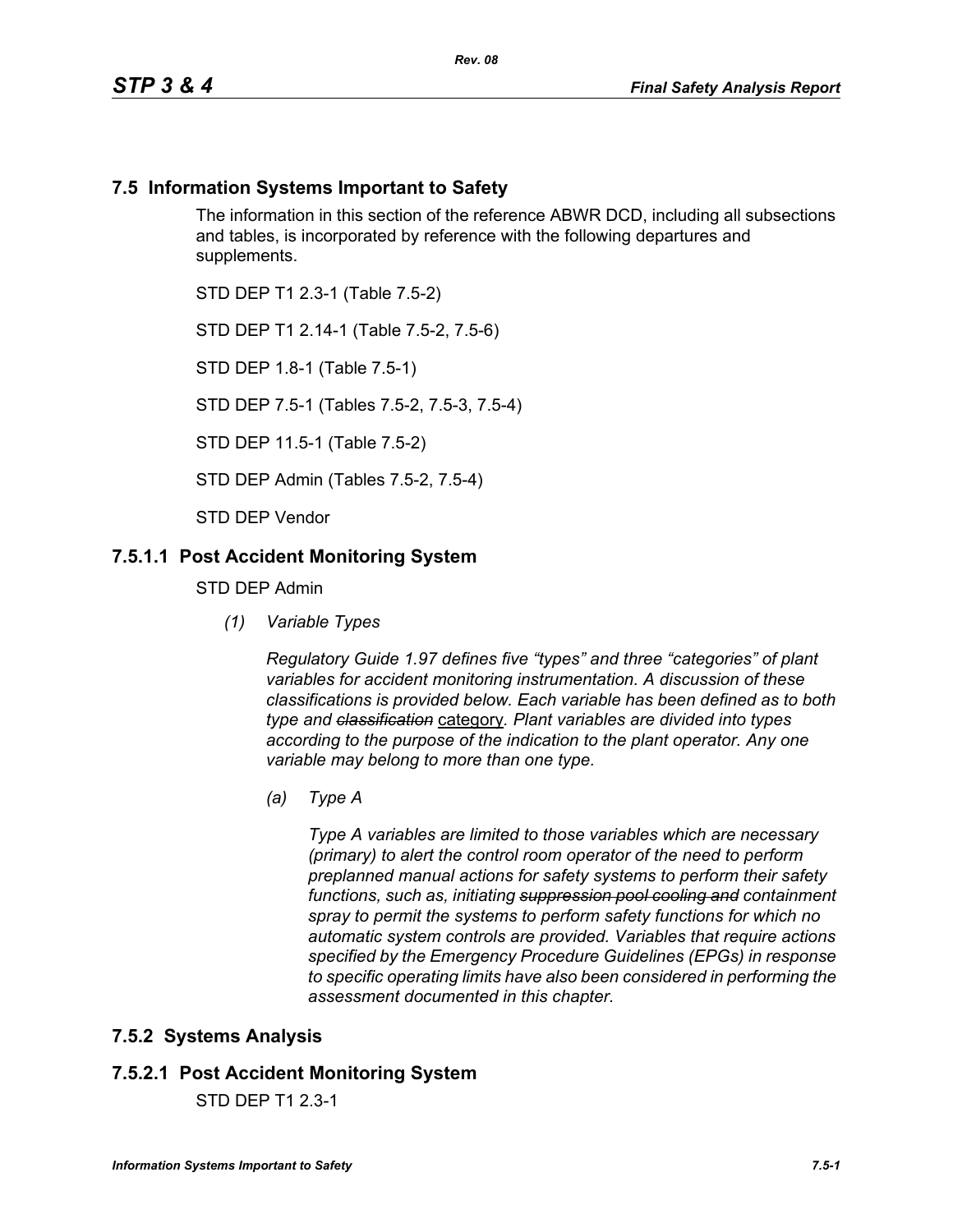## 7.5 Information Systems Important to Safety

The information in this section of the reference ABWR DCD, including all subsections and tables, is incorporated by reference with the following departures and supplements.

STD DEP T1 2.3-1 (Table 7.5-2)

STD DEP T1 2.14-1 (Table 7.5-2, 7.5-6)

STD DEP 1.8-1 (Table 7.5-1)

STD DEP 7.5-1 (Tables 7.5-2, 7.5-3, 7.5-4)

STD DEP 11.5-1 (Table 7.5-2)

STD DEP Admin (Tables 7.5-2, 7.5-4)

STD DEP Vendor

### 7.5.1.1 Post Accident Monitoring System

STD DEP Admin

*(1) Variable Types*

*Regulatory Guide 1.97 defines five "types" and three "categories" of plant variables for accident monitoring instrumentation. A discussion of these classifications is provided below. Each variable has been defined as to both type and ~~classification~~* category*. Plant variables are divided into types according to the purpose of the indication to the plant operator. Any one variable may belong to more than one type.*

*(a) Type A*

*Type A variables are limited to those variables which are necessary (primary) to alert the control room operator of the need to perform preplanned manual actions for safety systems to perform their safety functions, such as, initiating ~~suppression pool cooling and~~ containment spray to permit the systems to perform safety functions for which no automatic system controls are provided. Variables that require actions specified by the Emergency Procedure Guidelines (EPGs) in response to specific operating limits have also been considered in performing the assessment documented in this chapter.*

## 7.5.2 Systems Analysis

### 7.5.2.1 Post Accident Monitoring System

STD DEP T1 2.3-1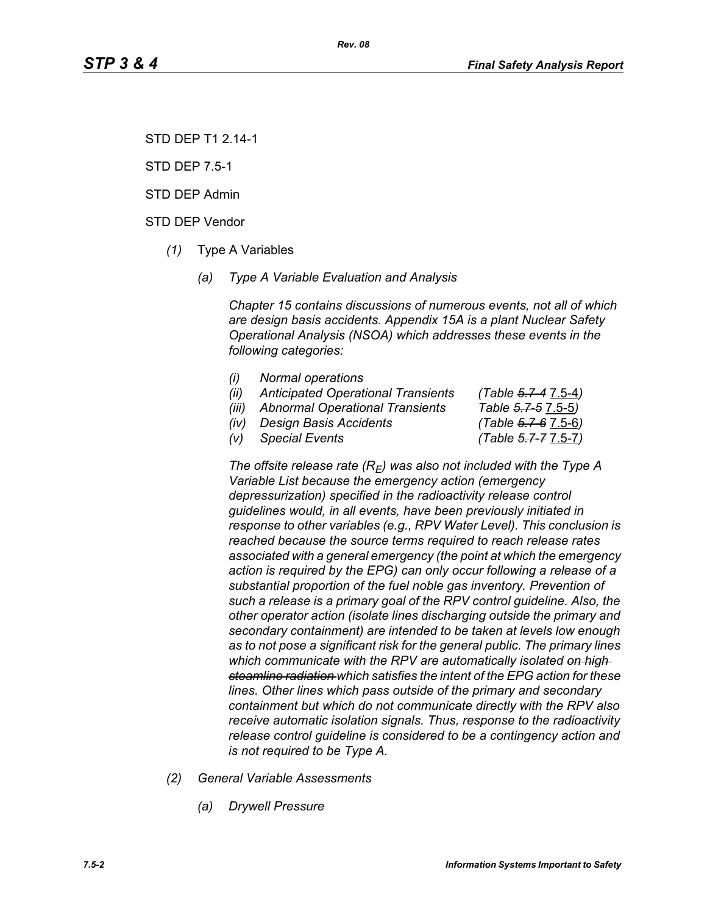STD DEP T1 2.14-1

STD DEP 7.5-1

STD DEP Admin

STD DEP Vendor

*(1)* Type A Variables

*(a) Type A Variable Evaluation and Analysis*

*Chapter 15 contains discussions of numerous events, not all of which are design basis accidents. Appendix 15A is a plant Nuclear Safety Operational Analysis (NSOA) which addresses these events in the following categories:*

- *(i) Normal operations*
- *(ii) Anticipated Operational Transients (Table ~~5.7-4~~ 7.5-4)*
- *(iii) Abnormal Operational Transients Table ~~5.7-5~~ 7.5-5)*
- *(iv) Design Basis Accidents (Table ~~5.7-6~~ 7.5-6)*
- *(v) Special Events (Table ~~5.7-7~~ 7.5-7)*

*The offsite release rate ($R_E$) was also not included with the Type A Variable List because the emergency action (emergency depressurization) specified in the radioactivity release control guidelines would, in all events, have been previously initiated in response to other variables (e.g., RPV Water Level). This conclusion is reached because the source terms required to reach release rates associated with a general emergency (the point at which the emergency action is required by the EPG) can only occur following a release of a substantial proportion of the fuel noble gas inventory. Prevention of such a release is a primary goal of the RPV control guideline. Also, the other operator action (isolate lines discharging outside the primary and secondary containment) are intended to be taken at levels low enough as to not pose a significant risk for the general public. The primary lines which communicate with the RPV are automatically isolated ~~on high steamline radiation~~ which satisfies the intent of the EPG action for these lines. Other lines which pass outside of the primary and secondary containment but which do not communicate directly with the RPV also receive automatic isolation signals. Thus, response to the radioactivity release control guideline is considered to be a contingency action and is not required to be Type A.*

*(2) General Variable Assessments*

*(a) Drywell Pressure*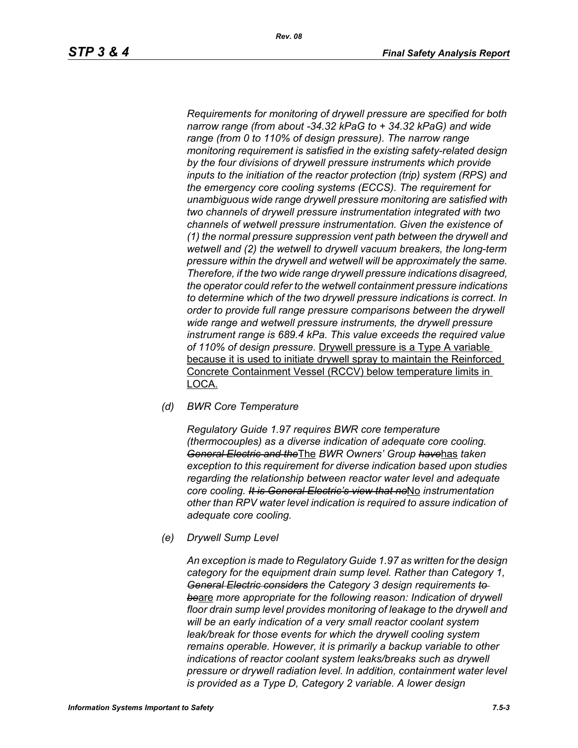*Requirements for monitoring of drywell pressure are specified for both narrow range (from about -34.32 kPaG to + 34.32 kPaG) and wide range (from 0 to 110% of design pressure). The narrow range monitoring requirement is satisfied in the existing safety-related design by the four divisions of drywell pressure instruments which provide inputs to the initiation of the reactor protection (trip) system (RPS) and the emergency core cooling systems (ECCS). The requirement for unambiguous wide range drywell pressure monitoring are satisfied with two channels of drywell pressure instrumentation integrated with two channels of wetwell pressure instrumentation. Given the existence of (1) the normal pressure suppression vent path between the drywell and wetwell and (2) the wetwell to drywell vacuum breakers, the long-term pressure within the drywell and wetwell will be approximately the same. Therefore, if the two wide range drywell pressure indications disagreed, the operator could refer to the wetwell containment pressure indications to determine which of the two drywell pressure indications is correct. In order to provide full range pressure comparisons between the drywell wide range and wetwell pressure instruments, the drywell pressure instrument range is 689.4 kPa. This value exceeds the required value of 110% of design pressure.* <u>Drywell pressure is a Type A variable because it is used to initiate drywell spray to maintain the Reinforced Concrete Containment Vessel (RCCV) below temperature limits in LOCA.</u>

*(d) BWR Core Temperature*

*Regulatory Guide 1.97 requires BWR core temperature (thermocouples) as a diverse indication of adequate core cooling.* ~~*General Electric and the*~~<u>The</u> *BWR Owners' Group* ~~*have*~~<u>has</u> *taken exception to this requirement for diverse indication based upon studies regarding the relationship between reactor water level and adequate core cooling.* ~~*It is General Electric's view that no*~~<u>No</u> *instrumentation other than RPV water level indication is required to assure indication of adequate core cooling.*

*(e) Drywell Sump Level*

*An exception is made to Regulatory Guide 1.97 as written for the design category for the equipment drain sump level. Rather than Category 1,* ~~*General Electric considers*~~ *the Category 3 design requirements* ~~*to be*~~<u>are</u> *more appropriate for the following reason: Indication of drywell floor drain sump level provides monitoring of leakage to the drywell and will be an early indication of a very small reactor coolant system leak/break for those events for which the drywell cooling system remains operable. However, it is primarily a backup variable to other indications of reactor coolant system leaks/breaks such as drywell pressure or drywell radiation level. In addition, containment water level is provided as a Type D, Category 2 variable. A lower design*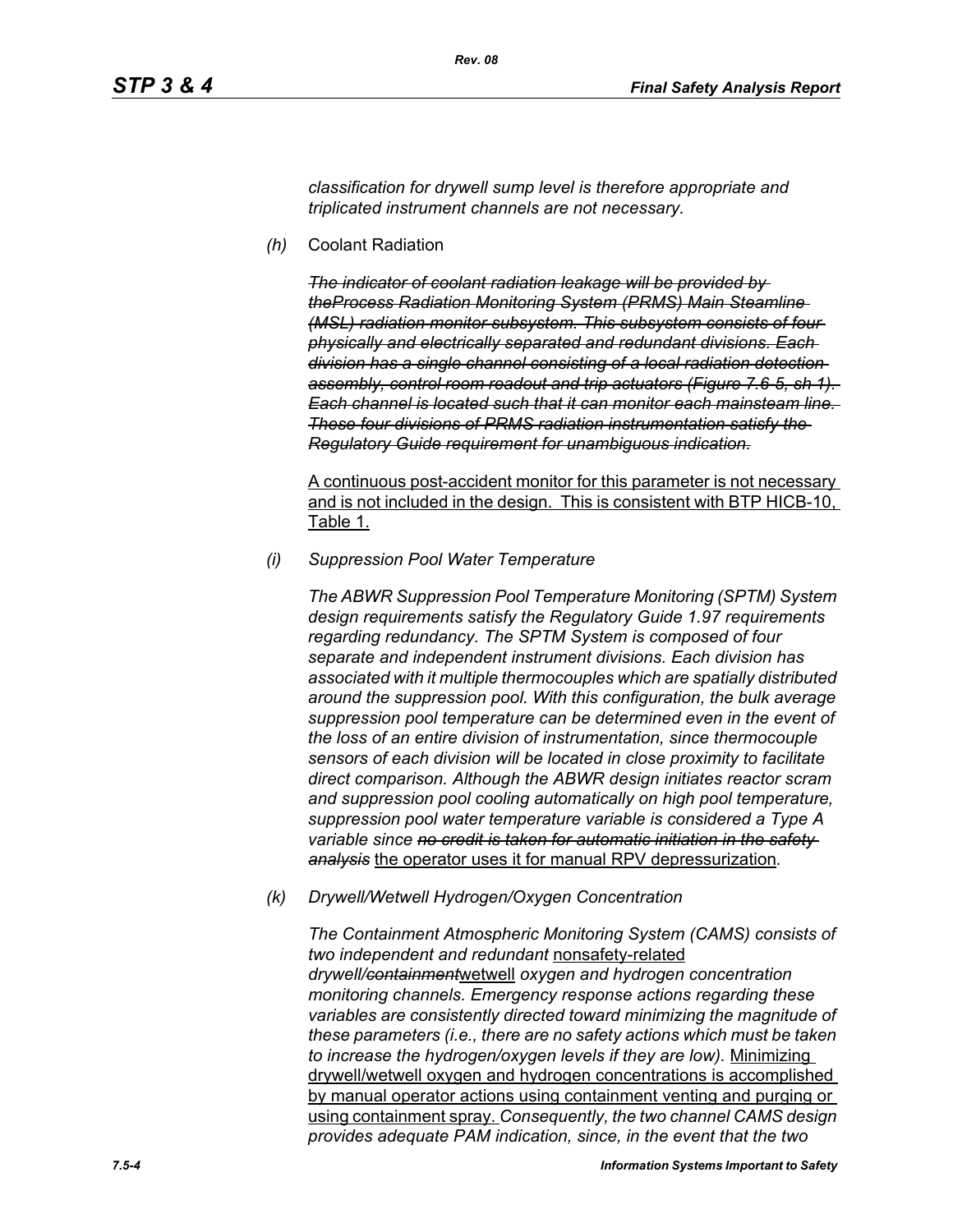*classification for drywell sump level is therefore appropriate and triplicated instrument channels are not necessary.*

*(h)* Coolant Radiation

~~*The indicator of coolant radiation leakage will be provided by theProcess Radiation Monitoring System (PRMS) Main Steamline (MSL) radiation monitor subsystem. This subsystem consists of four physically and electrically separated and redundant divisions. Each division has a single channel consisting of a local radiation detection assembly, control room readout and trip actuators (Figure 7.6-5, sh 1). Each channel is located such that it can monitor each mainsteam line. These four divisions of PRMS radiation instrumentation satisfy the Regulatory Guide requirement for unambiguous indication.*~~

<u>A continuous post-accident monitor for this parameter is not necessary and is not included in the design. This is consistent with BTP HICB-10, Table 1.</u>

*(i)* *Suppression Pool Water Temperature*

*The ABWR Suppression Pool Temperature Monitoring (SPTM) System design requirements satisfy the Regulatory Guide 1.97 requirements regarding redundancy. The SPTM System is composed of four separate and independent instrument divisions. Each division has associated with it multiple thermocouples which are spatially distributed around the suppression pool. With this configuration, the bulk average suppression pool temperature can be determined even in the event of the loss of an entire division of instrumentation, since thermocouple sensors of each division will be located in close proximity to facilitate direct comparison. Although the ABWR design initiates reactor scram and suppression pool cooling automatically on high pool temperature, suppression pool water temperature variable is considered a Type A variable since* ~~*no credit is taken for automatic initiation in the safety analysis*~~ <u>the operator uses it for manual RPV depressurization</u>*.*

*(k)* *Drywell/Wetwell Hydrogen/Oxygen Concentration*

*The Containment Atmospheric Monitoring System (CAMS) consists of two independent and redundant* <u>nonsafety-related</u> *drywell/*~~*containment*~~<u>wetwell</u> *oxygen and hydrogen concentration monitoring channels. Emergency response actions regarding these variables are consistently directed toward minimizing the magnitude of these parameters (i.e., there are no safety actions which must be taken to increase the hydrogen/oxygen levels if they are low).* <u>Minimizing drywell/wetwell oxygen and hydrogen concentrations is accomplished by manual operator actions using containment venting and purging or using containment spray.</u> *Consequently, the two channel CAMS design provides adequate PAM indication, since, in the event that the two*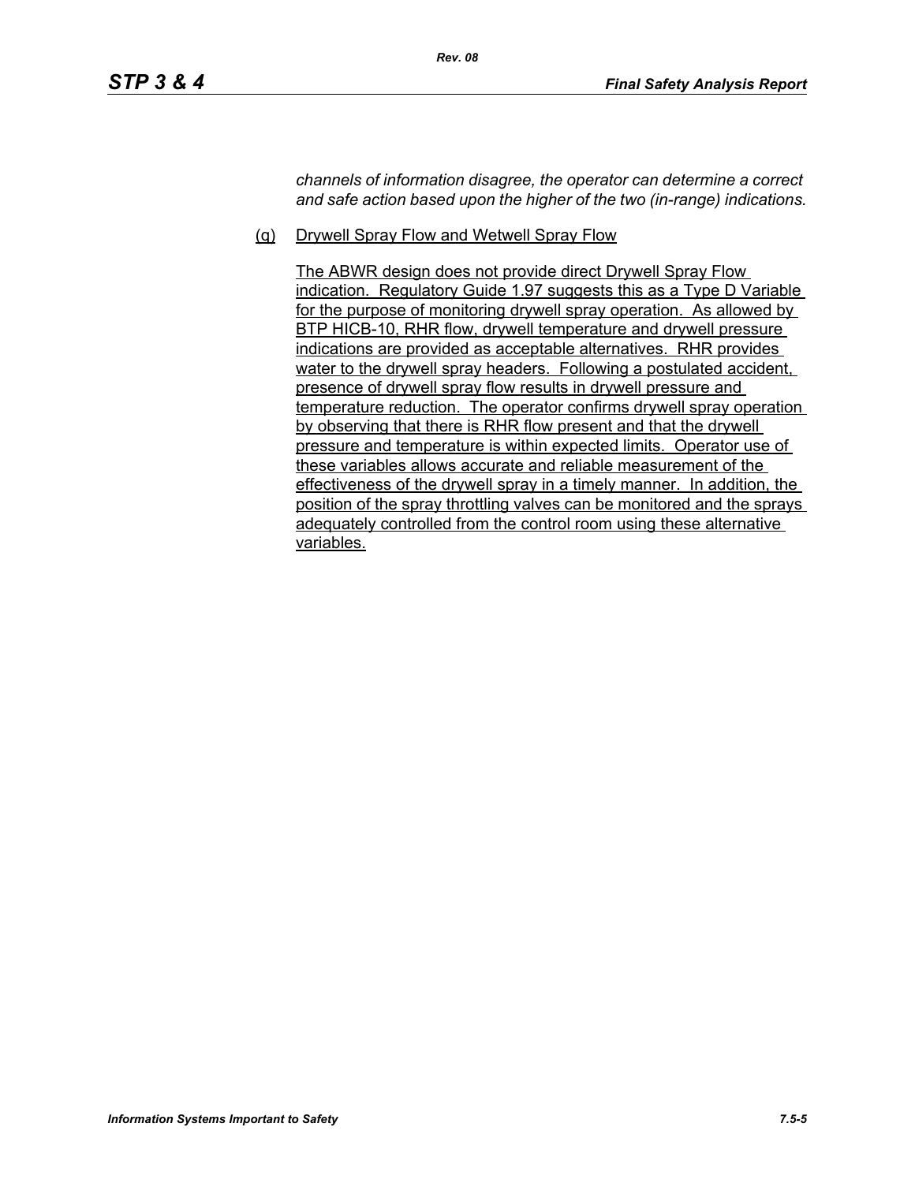*channels of information disagree, the operator can determine a correct and safe action based upon the higher of the two (in-range) indications.*

(q) Drywell Spray Flow and Wetwell Spray Flow

The ABWR design does not provide direct Drywell Spray Flow indication. Regulatory Guide 1.97 suggests this as a Type D Variable for the purpose of monitoring drywell spray operation. As allowed by BTP HICB-10, RHR flow, drywell temperature and drywell pressure indications are provided as acceptable alternatives. RHR provides water to the drywell spray headers. Following a postulated accident, presence of drywell spray flow results in drywell pressure and temperature reduction. The operator confirms drywell spray operation by observing that there is RHR flow present and that the drywell pressure and temperature is within expected limits. Operator use of these variables allows accurate and reliable measurement of the effectiveness of the drywell spray in a timely manner. In addition, the position of the spray throttling valves can be monitored and the sprays adequately controlled from the control room using these alternative variables.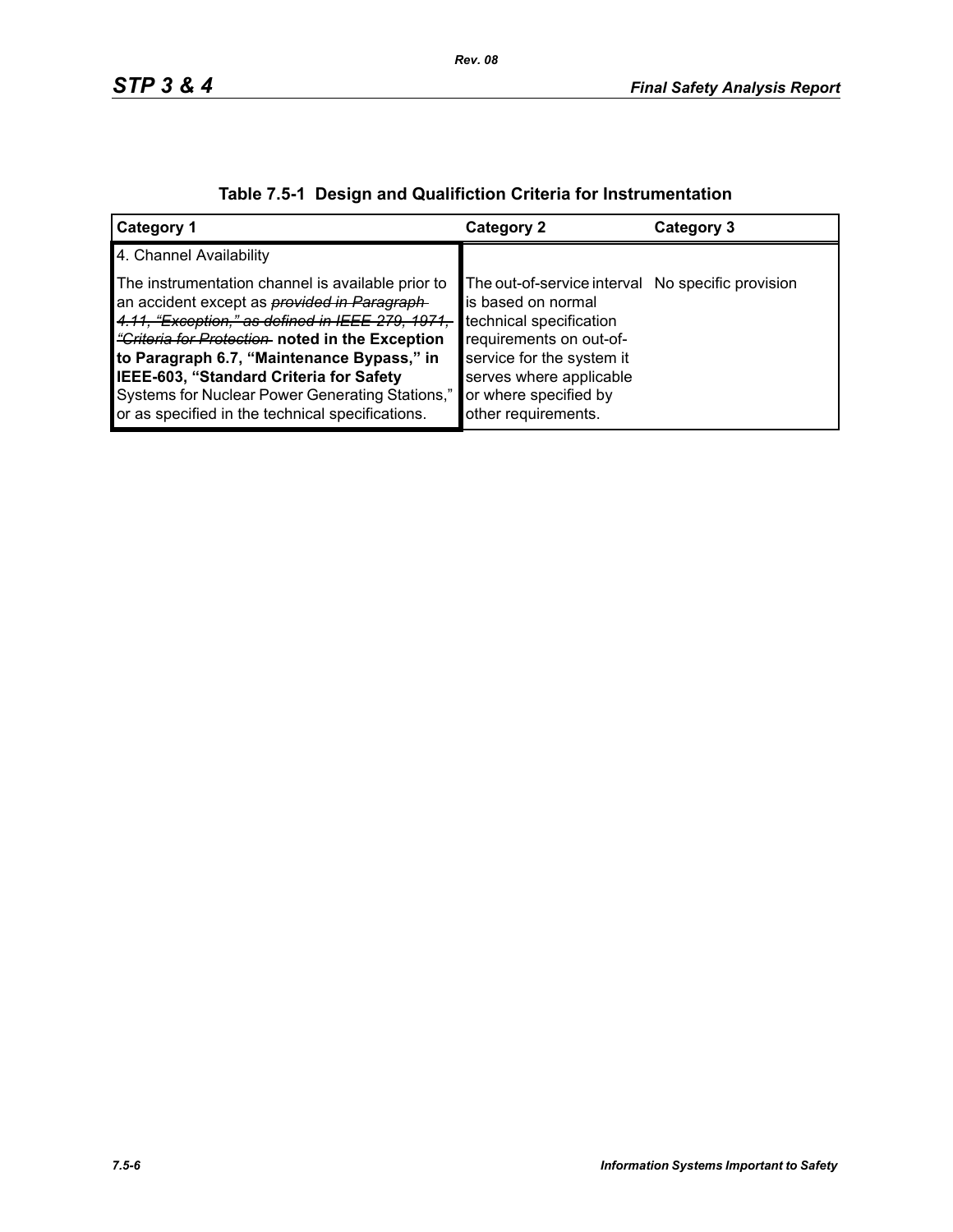**Table 7.5-1 Design and Qualifiction Criteria for Instrumentation**

| Category 1 | Category 2 | Category 3 |
|---|---|---|
| 4. Channel Availability | | |
| The instrumentation channel is available prior to an accident except as ~~*provided in Paragraph 4.11, "Exception," as defined in IEEE 279, 1971, "Criteria for Protection*~~ **noted in the Exception to Paragraph 6.7, "Maintenance Bypass," in IEEE-603, "Standard Criteria for Safety** Systems for Nuclear Power Generating Stations," or as specified in the technical specifications. | The out-of-service interval is based on normal technical specification requirements on out-of-service for the system it serves where applicable or where specified by other requirements. | No specific provision |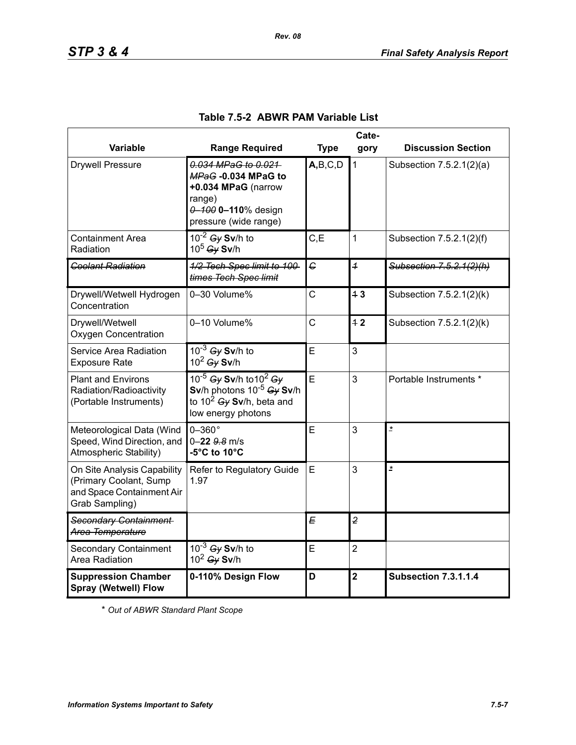**Table 7.5-2 ABWR PAM Variable List**

| Variable | Range Required | Type | Category | Discussion Section |
|---|---|---|---|---|
| Drywell Pressure | ~~0.034 MPaG to 0.021 MPaG~~ **-0.034 MPaG to +0.034 MPaG** (narrow range) ~~0–100~~ **0–110**% design pressure (wide range) | **A,**B,C,D | 1 | Subsection 7.5.2.1(2)(a) |
| Containment Area Radiation | $10^{-2}$ ~~Gy~~ **Sv**/h to $10^{5}$ ~~Gy~~ **Sv**/h | C,E | 1 | Subsection 7.5.2.1(2)(f) |
| ~~Coolant Radiation~~ | ~~1/2 Tech Spec limit to 100 times Tech Spec limit~~ | ~~C~~ | ~~1~~ | ~~Subsection 7.5.2.1(2)(h)~~ |
| Drywell/Wetwell Hydrogen Concentration | 0–30 Volume% | C | ~~1~~ **3** | Subsection 7.5.2.1(2)(k) |
| Drywell/Wetwell Oxygen Concentration | 0–10 Volume% | C | ~~1~~ **2** | Subsection 7.5.2.1(2)(k) |
| Service Area Radiation Exposure Rate | $10^{-3}$ ~~Gy~~ **Sv**/h to $10^{2}$ ~~Gy~~ **Sv**/h | E | 3 | |
| Plant and Environs Radiation/Radioactivity (Portable Instruments) | $10^{-5}$ ~~Gy~~ **Sv**/h to $10^{2}$ ~~Gy~~ **Sv**/h photons $10^{-5}$ ~~Gy~~ **Sv**/h to $10^{2}$ ~~Gy~~ **Sv**/h, beta and low energy photons | E | 3 | Portable Instruments * |
| Meteorological Data (Wind Speed, Wind Direction, and Atmospheric Stability) | 0–360° 0–**22** ~~9.8~~ m/s **-5°C to 10°C** | E | 3 | * |
| On Site Analysis Capability (Primary Coolant, Sump and Space Containment Air Grab Sampling) | Refer to Regulatory Guide 1.97 | E | 3 | * |
| ~~Secondary Containment Area Temperature~~ | | ~~E~~ | ~~2~~ | |
| Secondary Containment Area Radiation | $10^{-3}$ ~~Gy~~ **Sv**/h to $10^{2}$ ~~Gy~~ **Sv**/h | E | 2 | |
| **Suppression Chamber Spray (Wetwell) Flow** | **0-110% Design Flow** | **D** | **2** | **Subsection 7.3.1.1.4** |

\* *Out of ABWR Standard Plant Scope*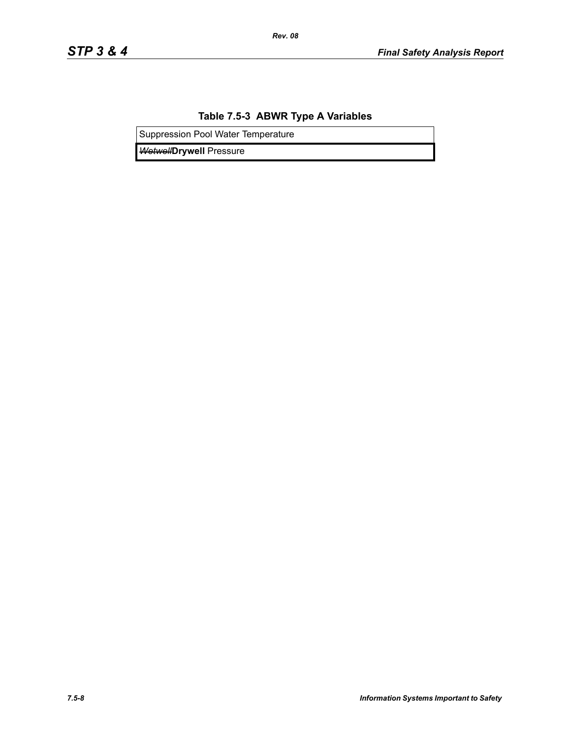**Table 7.5-3 ABWR Type A Variables**

| Suppression Pool Water Temperature |
| --- |
| ~~Wetwell~~**Drywell** Pressure |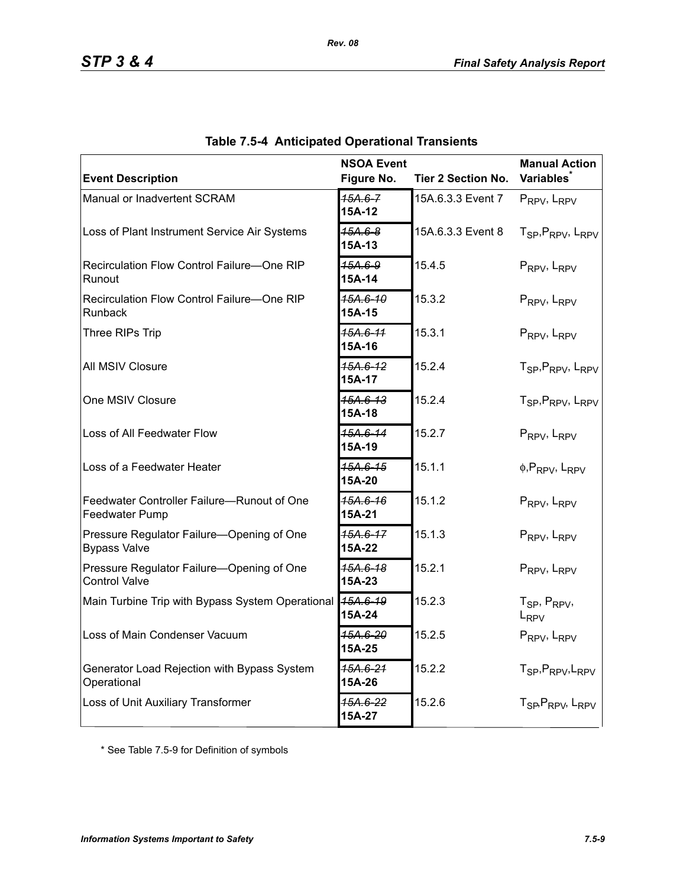## Table 7.5-4 Anticipated Operational Transients

| Event Description | NSOA Event Figure No. | Tier 2 Section No. | Manual Action Variables* |
|---|---|---|---|
| Manual or Inadvertent SCRAM | ~~15A.6-7~~ **15A-12** | 15A.6.3.3 Event 7 | $P_{RPV}$, $L_{RPV}$ |
| Loss of Plant Instrument Service Air Systems | ~~15A.6-8~~ **15A-13** | 15A.6.3.3 Event 8 | $T_{SP}$,$P_{RPV}$, $L_{RPV}$ |
| Recirculation Flow Control Failure—One RIP Runout | ~~15A.6-9~~ **15A-14** | 15.4.5 | $P_{RPV}$, $L_{RPV}$ |
| Recirculation Flow Control Failure—One RIP Runback | ~~15A.6-10~~ **15A-15** | 15.3.2 | $P_{RPV}$, $L_{RPV}$ |
| Three RIPs Trip | ~~15A.6-11~~ **15A-16** | 15.3.1 | $P_{RPV}$, $L_{RPV}$ |
| All MSIV Closure | ~~15A.6-12~~ **15A-17** | 15.2.4 | $T_{SP}$,$P_{RPV}$, $L_{RPV}$ |
| One MSIV Closure | ~~15A.6-13~~ **15A-18** | 15.2.4 | $T_{SP}$,$P_{RPV}$, $L_{RPV}$ |
| Loss of All Feedwater Flow | ~~15A.6-14~~ **15A-19** | 15.2.7 | $P_{RPV}$, $L_{RPV}$ |
| Loss of a Feedwater Heater | ~~15A.6-15~~ **15A-20** | 15.1.1 | $\phi$,$P_{RPV}$, $L_{RPV}$ |
| Feedwater Controller Failure—Runout of One Feedwater Pump | ~~15A.6-16~~ **15A-21** | 15.1.2 | $P_{RPV}$, $L_{RPV}$ |
| Pressure Regulator Failure—Opening of One Bypass Valve | ~~15A.6-17~~ **15A-22** | 15.1.3 | $P_{RPV}$, $L_{RPV}$ |
| Pressure Regulator Failure—Opening of One Control Valve | ~~15A.6-18~~ **15A-23** | 15.2.1 | $P_{RPV}$, $L_{RPV}$ |
| Main Turbine Trip with Bypass System Operational | ~~15A.6-19~~ **15A-24** | 15.2.3 | $T_{SP}$, $P_{RPV}$, $L_{RPV}$ |
| Loss of Main Condenser Vacuum | ~~15A.6-20~~ **15A-25** | 15.2.5 | $P_{RPV}$, $L_{RPV}$ |
| Generator Load Rejection with Bypass System Operational | ~~15A.6-21~~ **15A-26** | 15.2.2 | $T_{SP}$,$P_{RPV}$,$L_{RPV}$ |
| Loss of Unit Auxiliary Transformer | ~~15A.6-22~~ **15A-27** | 15.2.6 | $T_{SP}$,$P_{RPV}$, $L_{RPV}$ |

* See Table 7.5-9 for Definition of symbols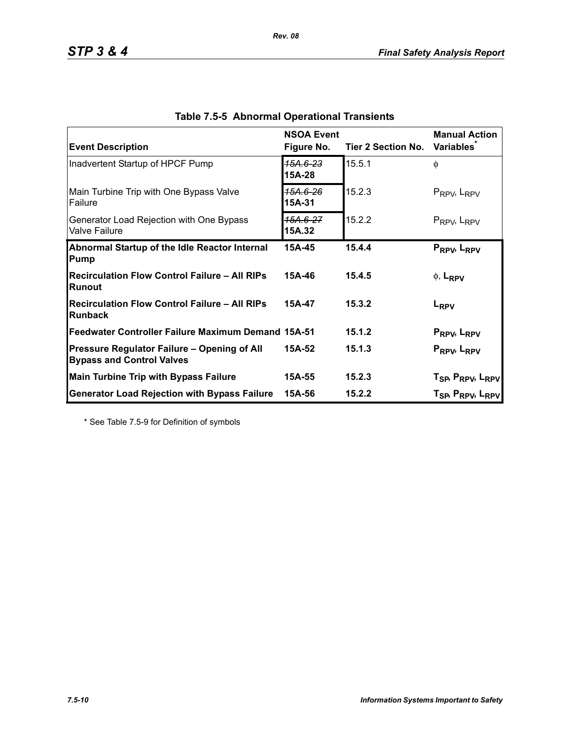**Table 7.5-5 Abnormal Operational Transients**

| Event Description | NSOA Event Figure No. | Tier 2 Section No. | Manual Action Variables* |
|---|---|---|---|
| Inadvertent Startup of HPCF Pump | ~~15A.6-23~~ **15A-28** | 15.5.1 | $\phi$ |
| Main Turbine Trip with One Bypass Valve Failure | ~~15A.6-26~~ **15A-31** | 15.2.3 | $P_{RPV}$, $L_{RPV}$ |
| Generator Load Rejection with One Bypass Valve Failure | ~~15A.6-27~~ **15A.32** | 15.2.2 | $P_{RPV}$, $L_{RPV}$ |
| **Abnormal Startup of the Idle Reactor Internal Pump** | **15A-45** | **15.4.4** | $P_{RPV}$, $L_{RPV}$ |
| **Recirculation Flow Control Failure – All RIPs Runout** | **15A-46** | **15.4.5** | $\phi$, $L_{RPV}$ |
| **Recirculation Flow Control Failure – All RIPs Runback** | **15A-47** | **15.3.2** | $L_{RPV}$ |
| **Feedwater Controller Failure Maximum Demand** | **15A-51** | **15.1.2** | $P_{RPV}$, $L_{RPV}$ |
| **Pressure Regulator Failure – Opening of All Bypass and Control Valves** | **15A-52** | **15.1.3** | $P_{RPV}$, $L_{RPV}$ |
| **Main Turbine Trip with Bypass Failure** | **15A-55** | **15.2.3** | $T_{SP}$, $P_{RPV}$, $L_{RPV}$ |
| **Generator Load Rejection with Bypass Failure** | **15A-56** | **15.2.2** | $T_{SP}$, $P_{RPV}$, $L_{RPV}$ |

\* See Table 7.5-9 for Definition of symbols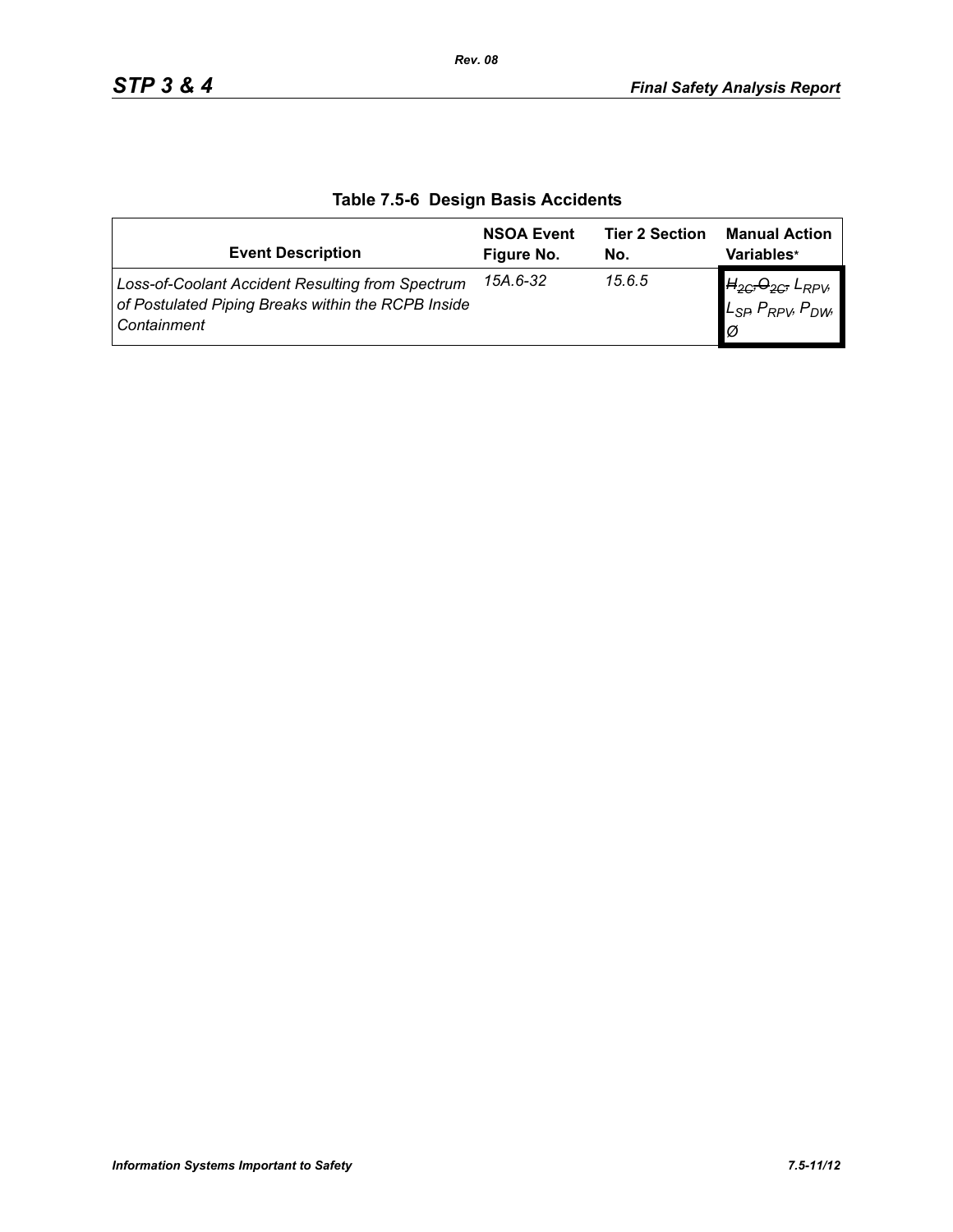**Table 7.5-6 Design Basis Accidents**

| Event Description | NSOA Event Figure No. | Tier 2 Section No. | Manual Action Variables* |
|---|---|---|---|
| *Loss-of-Coolant Accident Resulting from Spectrum of Postulated Piping Breaks within the RCPB Inside Containment* | *15A.6-32* | *15.6.5* | ~~$H_{2C}$, $O_{2C}$,~~ $L_{RPV}$, $L_{SP}$, $P_{RPV}$, $P_{DW}$, *Ø* |